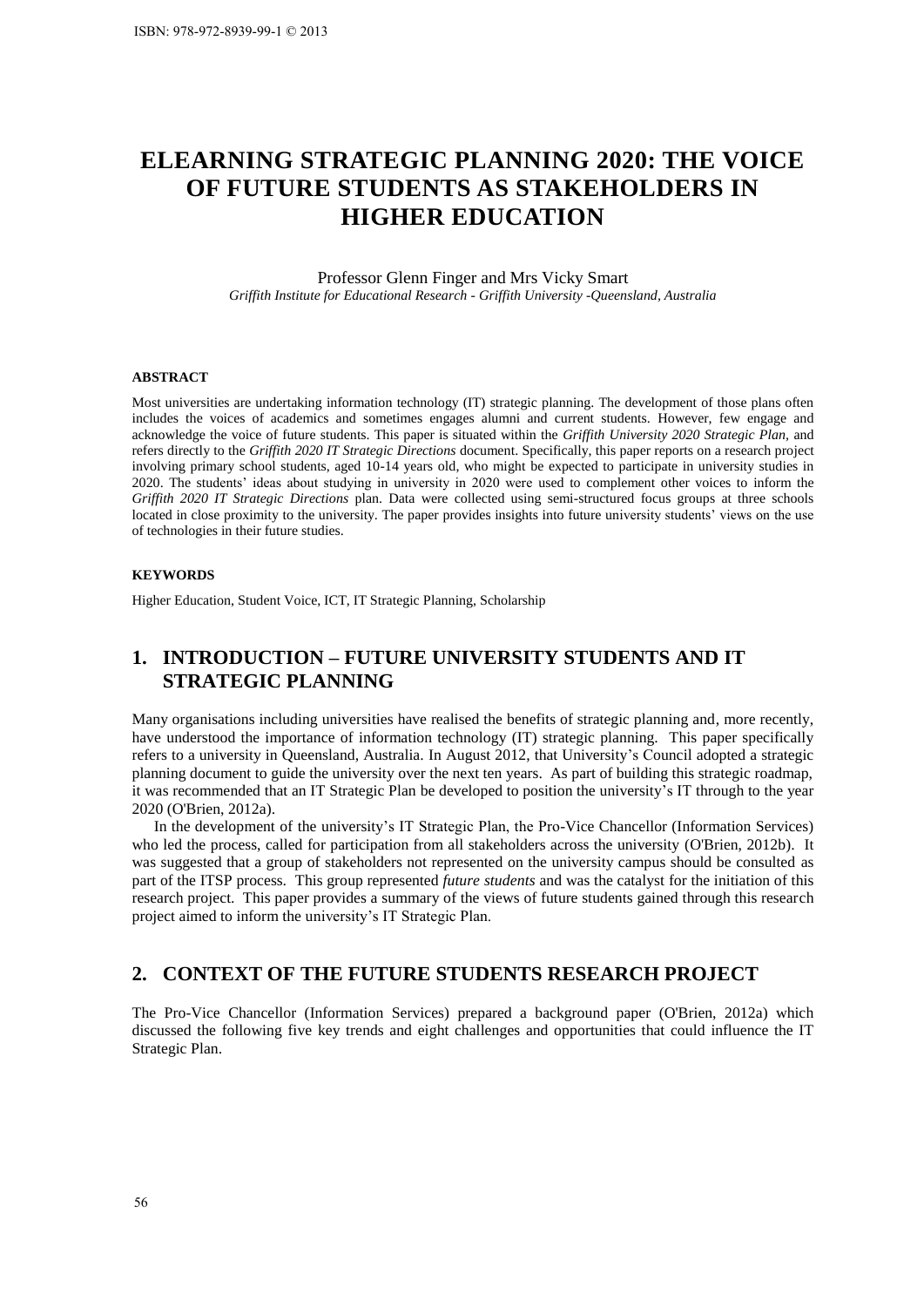# ELEARNING STRATEGIC PLANNING 2020: THE VOICE OF FUTURE STUDENTS AS STAKEHOLDERS IN HIGHER EDUCATION

Professor Glenn Finger and Mrs Vicky Smart

*Griffith Institute for Educational Research - Griffith University -Queensland, Australia*

#### ABSTRACT

Most universities are undertaking information technology (IT) strategic planning. The development of those plans often includes the voices of academics and sometimes engages alumni and current students. However, few engage and acknowledge the voice of future students. This paper is situated within the *Griffith University 2020 Strategic Plan*, and refers directly to the *Griffith 2020 IT Strategic Directions* document. Specifically, this paper reports on a research project involving primary school students, aged 10-14 years old, who might be expected to participate in university studies in 2020. The students' ideas about studying in university in 2020 were used to complement other voices to inform the *Griffith 2020 IT Strategic Directions* plan. Data were collected using semi-structured focus groups at three schools located in close proximity to the university. The paper provides insights into future university students' views on the use of technologies in their future studies.

#### KEYWORDS

Higher Education, Student Voice, ICT, IT Strategic Planning, Scholarship

## 1. INTRODUCTION – FUTURE UNIVERSITY STUDENTS AND IT STRATEGIC PLANNING

Many organisations including universities have realised the benefits of strategic planning and, more recently, have understood the importance of information technology (IT) strategic planning. This paper specifically refers to a university in Queensland, Australia. In August 2012, that University's Council adopted a strategic planning document to guide the university over the next ten years. As part of building this strategic roadmap, it was recommended that an IT Strategic Plan be developed to position the university's IT through to the year 2020 (O'Brien, 2012a).

In the development of the university's IT Strategic Plan, the Pro-Vice Chancellor (Information Services) who led the process, called for participation from all stakeholders across the university (O'Brien, 2012b). It was suggested that a group of stakeholders not represented on the university campus should be consulted as part of the ITSP process. This group represented *future students* and was the catalyst for the initiation of this research project. This paper provides a summary of the views of future students gained through this research project aimed to inform the university's IT Strategic Plan.

## 2. CONTEXT OF THE FUTURE STUDENTS RESEARCH PROJECT

The Pro-Vice Chancellor (Information Services) prepared a background paper (O'Brien, 2012a) which discussed the following five key trends and eight challenges and opportunities that could influence the IT Strategic Plan.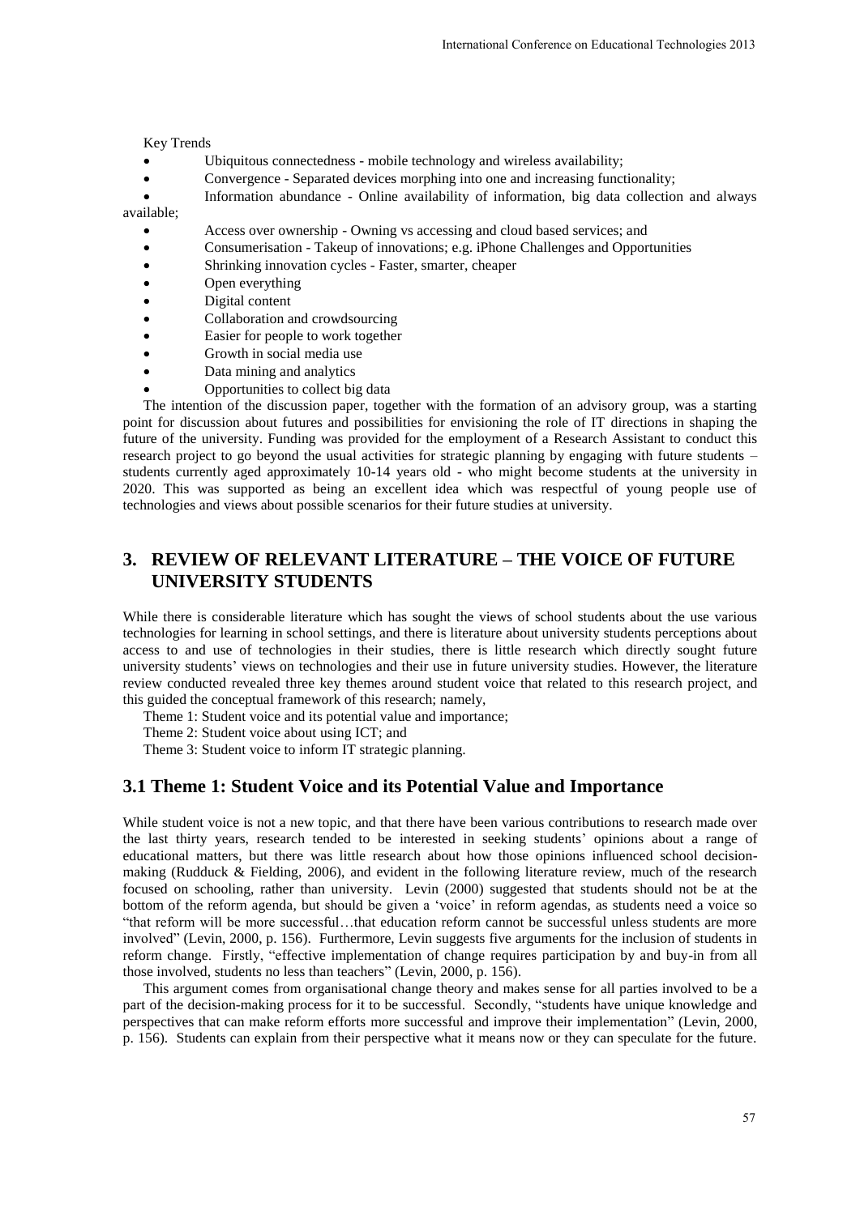Key Trends

- Ubiquitous connectedness - mobile technology and wireless availability;
- Convergence - Separated devices morphing into one and increasing functionality;
- Information abundance - Online availability of information, big data collection and always available;
- Access over ownership - Owning vs accessing and cloud based services; and
- Consumerisation - Takeup of innovations; e.g. iPhone Challenges and Opportunities
- Shrinking innovation cycles - Faster, smarter, cheaper
- Open everything
- Digital content
- Collaboration and crowdsourcing
- Easier for people to work together
- Growth in social media use
- Data mining and analytics
- Opportunities to collect big data

The intention of the discussion paper, together with the formation of an advisory group, was a starting point for discussion about futures and possibilities for envisioning the role of IT directions in shaping the future of the university. Funding was provided for the employment of a Research Assistant to conduct this research project to go beyond the usual activities for strategic planning by engaging with future students – students currently aged approximately 10-14 years old - who might become students at the university in 2020. This was supported as being an excellent idea which was respectful of young people use of technologies and views about possible scenarios for their future studies at university.

## 3. REVIEW OF RELEVANT LITERATURE – THE VOICE OF FUTURE UNIVERSITY STUDENTS

While there is considerable literature which has sought the views of school students about the use various technologies for learning in school settings, and there is literature about university students perceptions about access to and use of technologies in their studies, there is little research which directly sought future university students' views on technologies and their use in future university studies. However, the literature review conducted revealed three key themes around student voice that related to this research project, and this guided the conceptual framework of this research; namely,

Theme 1: Student voice and its potential value and importance;

Theme 2: Student voice about using ICT; and

Theme 3: Student voice to inform IT strategic planning.

### 3.1 Theme 1: Student Voice and its Potential Value and Importance

While student voice is not a new topic, and that there have been various contributions to research made over the last thirty years, research tended to be interested in seeking students' opinions about a range of educational matters, but there was little research about how those opinions influenced school decision-making (Rudduck & Fielding, 2006), and evident in the following literature review, much of the research focused on schooling, rather than university. Levin (2000) suggested that students should not be at the bottom of the reform agenda, but should be given a 'voice' in reform agendas, as students need a voice so "that reform will be more successful…that education reform cannot be successful unless students are more involved" (Levin, 2000, p. 156). Furthermore, Levin suggests five arguments for the inclusion of students in reform change. Firstly, "effective implementation of change requires participation by and buy-in from all those involved, students no less than teachers" (Levin, 2000, p. 156).

This argument comes from organisational change theory and makes sense for all parties involved to be a part of the decision-making process for it to be successful. Secondly, "students have unique knowledge and perspectives that can make reform efforts more successful and improve their implementation" (Levin, 2000, p. 156). Students can explain from their perspective what it means now or they can speculate for the future.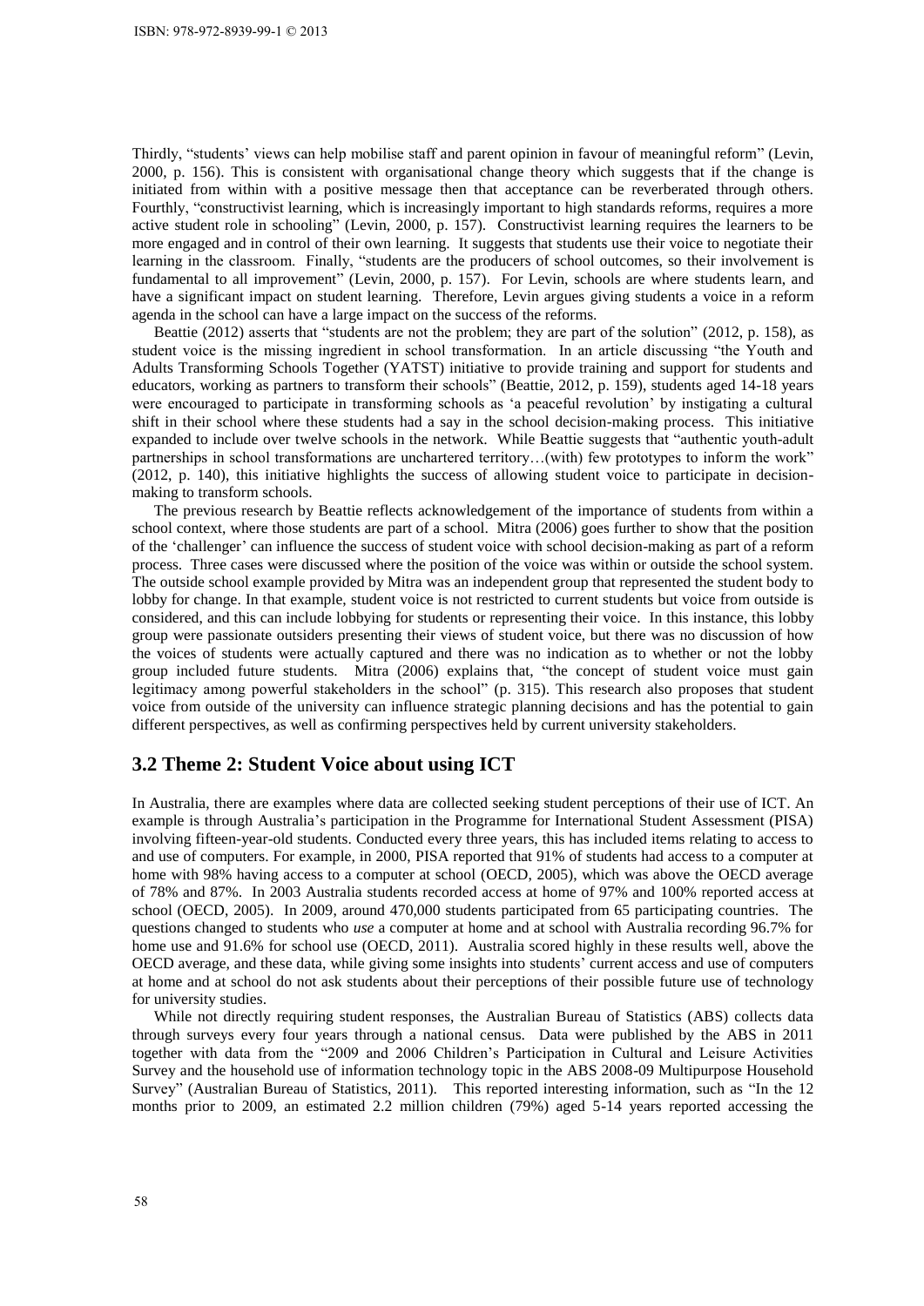Thirdly, "students' views can help mobilise staff and parent opinion in favour of meaningful reform" (Levin, 2000, p. 156). This is consistent with organisational change theory which suggests that if the change is initiated from within with a positive message then that acceptance can be reverberated through others. Fourthly, "constructivist learning, which is increasingly important to high standards reforms, requires a more active student role in schooling" (Levin, 2000, p. 157). Constructivist learning requires the learners to be more engaged and in control of their own learning. It suggests that students use their voice to negotiate their learning in the classroom. Finally, "students are the producers of school outcomes, so their involvement is fundamental to all improvement" (Levin, 2000, p. 157). For Levin, schools are where students learn, and have a significant impact on student learning. Therefore, Levin argues giving students a voice in a reform agenda in the school can have a large impact on the success of the reforms.

Beattie (2012) asserts that "students are not the problem; they are part of the solution" (2012, p. 158), as student voice is the missing ingredient in school transformation. In an article discussing "the Youth and Adults Transforming Schools Together (YATST) initiative to provide training and support for students and educators, working as partners to transform their schools" (Beattie, 2012, p. 159), students aged 14-18 years were encouraged to participate in transforming schools as 'a peaceful revolution' by instigating a cultural shift in their school where these students had a say in the school decision-making process. This initiative expanded to include over twelve schools in the network. While Beattie suggests that "authentic youth-adult partnerships in school transformations are unchartered territory…(with) few prototypes to inform the work" (2012, p. 140), this initiative highlights the success of allowing student voice to participate in decision-making to transform schools.

The previous research by Beattie reflects acknowledgement of the importance of students from within a school context, where those students are part of a school. Mitra (2006) goes further to show that the position of the 'challenger' can influence the success of student voice with school decision-making as part of a reform process. Three cases were discussed where the position of the voice was within or outside the school system. The outside school example provided by Mitra was an independent group that represented the student body to lobby for change. In that example, student voice is not restricted to current students but voice from outside is considered, and this can include lobbying for students or representing their voice. In this instance, this lobby group were passionate outsiders presenting their views of student voice, but there was no discussion of how the voices of students were actually captured and there was no indication as to whether or not the lobby group included future students. Mitra (2006) explains that, "the concept of student voice must gain legitimacy among powerful stakeholders in the school" (p. 315). This research also proposes that student voice from outside of the university can influence strategic planning decisions and has the potential to gain different perspectives, as well as confirming perspectives held by current university stakeholders.

## 3.2 Theme 2: Student Voice about using ICT

In Australia, there are examples where data are collected seeking student perceptions of their use of ICT. An example is through Australia's participation in the Programme for International Student Assessment (PISA) involving fifteen-year-old students. Conducted every three years, this has included items relating to access to and use of computers. For example, in 2000, PISA reported that 91% of students had access to a computer at home with 98% having access to a computer at school (OECD, 2005), which was above the OECD average of 78% and 87%. In 2003 Australia students recorded access at home of 97% and 100% reported access at school (OECD, 2005). In 2009, around 470,000 students participated from 65 participating countries. The questions changed to students who *use* a computer at home and at school with Australia recording 96.7% for home use and 91.6% for school use (OECD, 2011). Australia scored highly in these results well, above the OECD average, and these data, while giving some insights into students' current access and use of computers at home and at school do not ask students about their perceptions of their possible future use of technology for university studies.

While not directly requiring student responses, the Australian Bureau of Statistics (ABS) collects data through surveys every four years through a national census. Data were published by the ABS in 2011 together with data from the "2009 and 2006 Children's Participation in Cultural and Leisure Activities Survey and the household use of information technology topic in the ABS 2008-09 Multipurpose Household Survey" (Australian Bureau of Statistics, 2011). This reported interesting information, such as "In the 12 months prior to 2009, an estimated 2.2 million children (79%) aged 5-14 years reported accessing the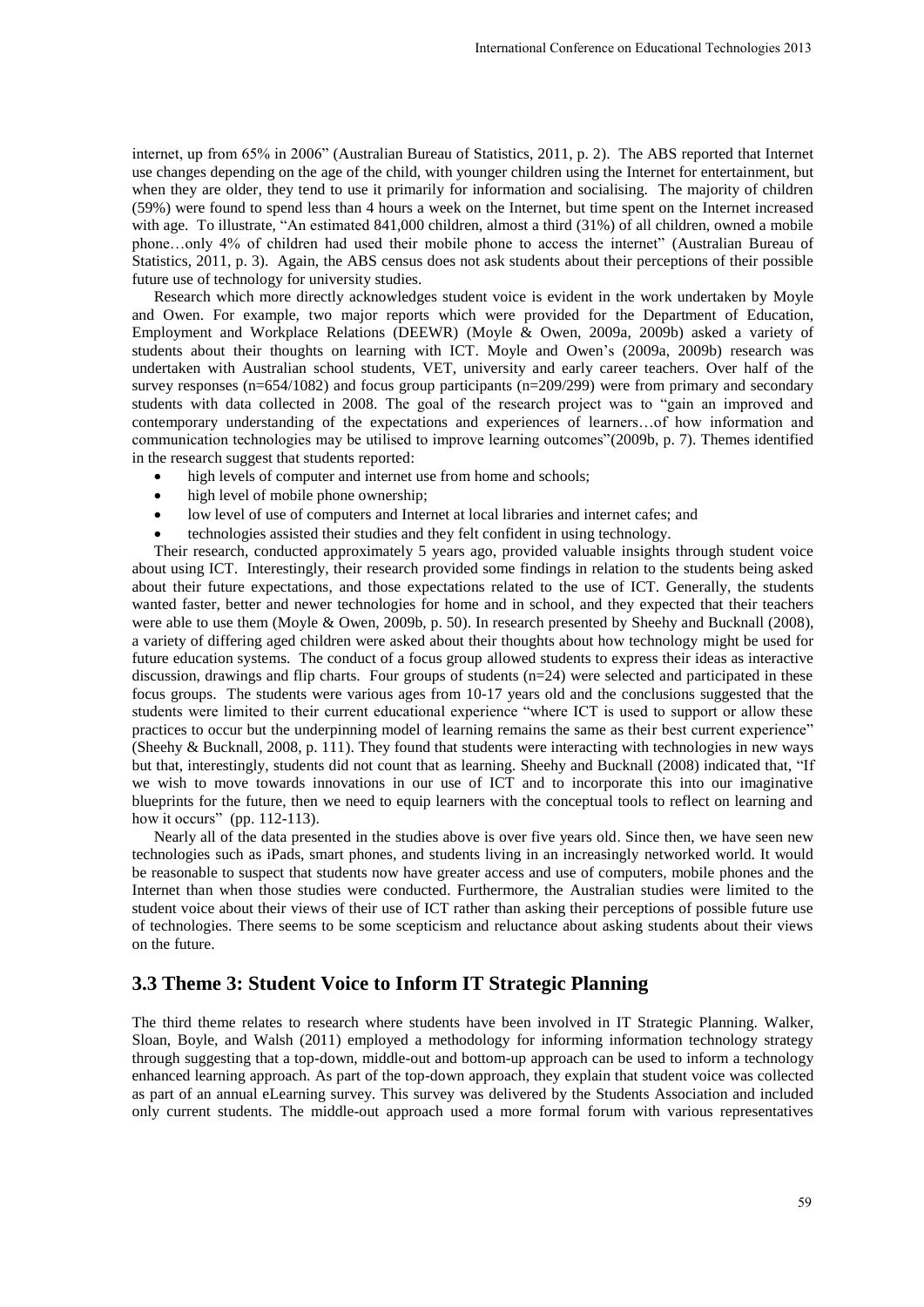internet, up from 65% in 2006" (Australian Bureau of Statistics, 2011, p. 2). The ABS reported that Internet use changes depending on the age of the child, with younger children using the Internet for entertainment, but when they are older, they tend to use it primarily for information and socialising. The majority of children (59%) were found to spend less than 4 hours a week on the Internet, but time spent on the Internet increased with age. To illustrate, "An estimated 841,000 children, almost a third (31%) of all children, owned a mobile phone…only 4% of children had used their mobile phone to access the internet" (Australian Bureau of Statistics, 2011, p. 3). Again, the ABS census does not ask students about their perceptions of their possible future use of technology for university studies.

Research which more directly acknowledges student voice is evident in the work undertaken by Moyle and Owen. For example, two major reports which were provided for the Department of Education, Employment and Workplace Relations (DEEWR) (Moyle & Owen, 2009a, 2009b) asked a variety of students about their thoughts on learning with ICT. Moyle and Owen's (2009a, 2009b) research was undertaken with Australian school students, VET, university and early career teachers. Over half of the survey responses (n=654/1082) and focus group participants (n=209/299) were from primary and secondary students with data collected in 2008. The goal of the research project was to "gain an improved and contemporary understanding of the expectations and experiences of learners…of how information and communication technologies may be utilised to improve learning outcomes"(2009b, p. 7). Themes identified in the research suggest that students reported:

- high levels of computer and internet use from home and schools;
- high level of mobile phone ownership;
- low level of use of computers and Internet at local libraries and internet cafes; and
- technologies assisted their studies and they felt confident in using technology.

Their research, conducted approximately 5 years ago, provided valuable insights through student voice about using ICT. Interestingly, their research provided some findings in relation to the students being asked about their future expectations, and those expectations related to the use of ICT. Generally, the students wanted faster, better and newer technologies for home and in school, and they expected that their teachers were able to use them (Moyle & Owen, 2009b, p. 50). In research presented by Sheehy and Bucknall (2008), a variety of differing aged children were asked about their thoughts about how technology might be used for future education systems. The conduct of a focus group allowed students to express their ideas as interactive discussion, drawings and flip charts. Four groups of students (n=24) were selected and participated in these focus groups. The students were various ages from 10-17 years old and the conclusions suggested that the students were limited to their current educational experience "where ICT is used to support or allow these practices to occur but the underpinning model of learning remains the same as their best current experience" (Sheehy & Bucknall, 2008, p. 111). They found that students were interacting with technologies in new ways but that, interestingly, students did not count that as learning. Sheehy and Bucknall (2008) indicated that, "If we wish to move towards innovations in our use of ICT and to incorporate this into our imaginative blueprints for the future, then we need to equip learners with the conceptual tools to reflect on learning and how it occurs" (pp. 112-113).

Nearly all of the data presented in the studies above is over five years old. Since then, we have seen new technologies such as iPads, smart phones, and students living in an increasingly networked world. It would be reasonable to suspect that students now have greater access and use of computers, mobile phones and the Internet than when those studies were conducted. Furthermore, the Australian studies were limited to the student voice about their views of their use of ICT rather than asking their perceptions of possible future use of technologies. There seems to be some scepticism and reluctance about asking students about their views on the future.

## 3.3 Theme 3: Student Voice to Inform IT Strategic Planning

The third theme relates to research where students have been involved in IT Strategic Planning. Walker, Sloan, Boyle, and Walsh (2011) employed a methodology for informing information technology strategy through suggesting that a top-down, middle-out and bottom-up approach can be used to inform a technology enhanced learning approach. As part of the top-down approach, they explain that student voice was collected as part of an annual eLearning survey. This survey was delivered by the Students Association and included only current students. The middle-out approach used a more formal forum with various representatives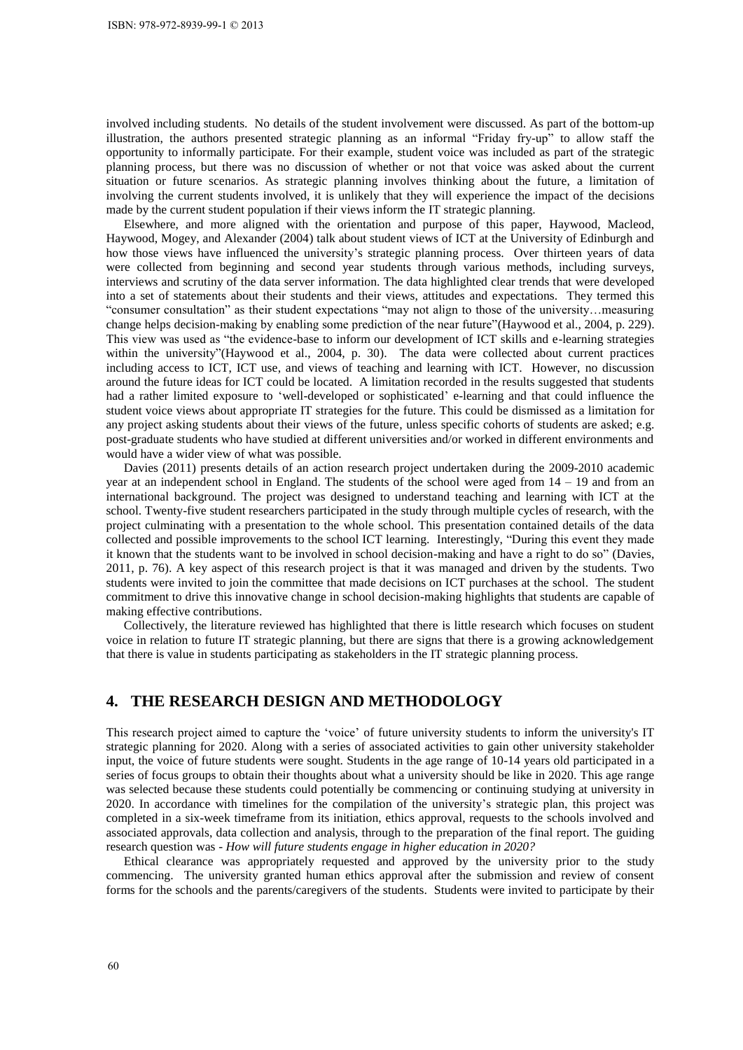involved including students. No details of the student involvement were discussed. As part of the bottom-up illustration, the authors presented strategic planning as an informal "Friday fry-up" to allow staff the opportunity to informally participate. For their example, student voice was included as part of the strategic planning process, but there was no discussion of whether or not that voice was asked about the current situation or future scenarios. As strategic planning involves thinking about the future, a limitation of involving the current students involved, it is unlikely that they will experience the impact of the decisions made by the current student population if their views inform the IT strategic planning.

Elsewhere, and more aligned with the orientation and purpose of this paper, Haywood, Macleod, Haywood, Mogey, and Alexander (2004) talk about student views of ICT at the University of Edinburgh and how those views have influenced the university's strategic planning process. Over thirteen years of data were collected from beginning and second year students through various methods, including surveys, interviews and scrutiny of the data server information. The data highlighted clear trends that were developed into a set of statements about their students and their views, attitudes and expectations. They termed this "consumer consultation" as their student expectations "may not align to those of the university…measuring change helps decision-making by enabling some prediction of the near future"(Haywood et al., 2004, p. 229). This view was used as "the evidence-base to inform our development of ICT skills and e-learning strategies within the university"(Haywood et al., 2004, p. 30). The data were collected about current practices including access to ICT, ICT use, and views of teaching and learning with ICT. However, no discussion around the future ideas for ICT could be located. A limitation recorded in the results suggested that students had a rather limited exposure to 'well-developed or sophisticated' e-learning and that could influence the student voice views about appropriate IT strategies for the future. This could be dismissed as a limitation for any project asking students about their views of the future, unless specific cohorts of students are asked; e.g. post-graduate students who have studied at different universities and/or worked in different environments and would have a wider view of what was possible.

Davies (2011) presents details of an action research project undertaken during the 2009-2010 academic year at an independent school in England. The students of the school were aged from 14 – 19 and from an international background. The project was designed to understand teaching and learning with ICT at the school. Twenty-five student researchers participated in the study through multiple cycles of research, with the project culminating with a presentation to the whole school. This presentation contained details of the data collected and possible improvements to the school ICT learning. Interestingly, "During this event they made it known that the students want to be involved in school decision-making and have a right to do so" (Davies, 2011, p. 76). A key aspect of this research project is that it was managed and driven by the students. Two students were invited to join the committee that made decisions on ICT purchases at the school. The student commitment to drive this innovative change in school decision-making highlights that students are capable of making effective contributions.

Collectively, the literature reviewed has highlighted that there is little research which focuses on student voice in relation to future IT strategic planning, but there are signs that there is a growing acknowledgement that there is value in students participating as stakeholders in the IT strategic planning process.

## 4. THE RESEARCH DESIGN AND METHODOLOGY

This research project aimed to capture the 'voice' of future university students to inform the university's IT strategic planning for 2020. Along with a series of associated activities to gain other university stakeholder input, the voice of future students were sought. Students in the age range of 10-14 years old participated in a series of focus groups to obtain their thoughts about what a university should be like in 2020. This age range was selected because these students could potentially be commencing or continuing studying at university in 2020. In accordance with timelines for the compilation of the university's strategic plan, this project was completed in a six-week timeframe from its initiation, ethics approval, requests to the schools involved and associated approvals, data collection and analysis, through to the preparation of the final report. The guiding research question was - *How will future students engage in higher education in 2020?*

Ethical clearance was appropriately requested and approved by the university prior to the study commencing. The university granted human ethics approval after the submission and review of consent forms for the schools and the parents/caregivers of the students. Students were invited to participate by their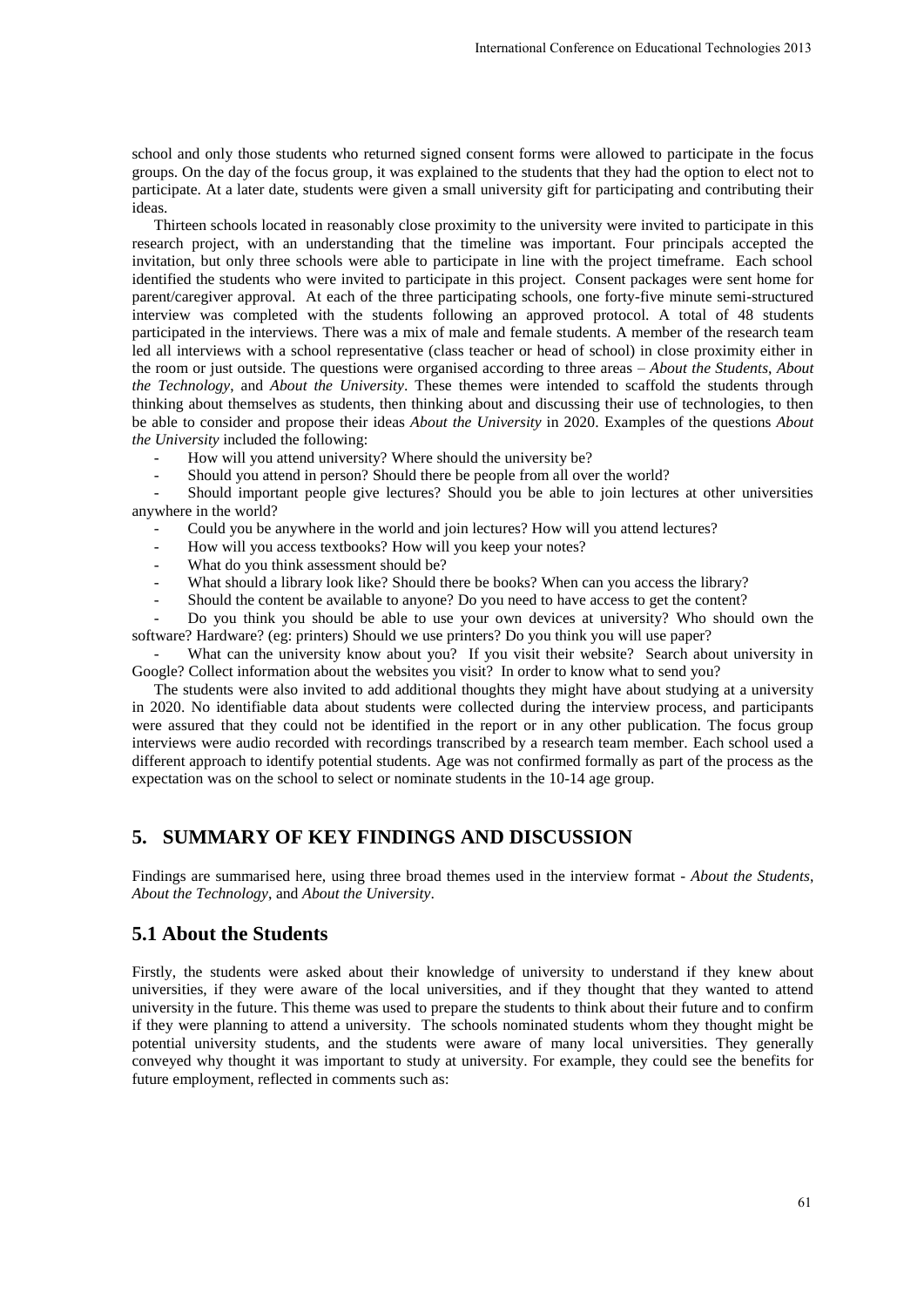school and only those students who returned signed consent forms were allowed to participate in the focus groups. On the day of the focus group, it was explained to the students that they had the option to elect not to participate. At a later date, students were given a small university gift for participating and contributing their ideas.

Thirteen schools located in reasonably close proximity to the university were invited to participate in this research project, with an understanding that the timeline was important. Four principals accepted the invitation, but only three schools were able to participate in line with the project timeframe. Each school identified the students who were invited to participate in this project. Consent packages were sent home for parent/caregiver approval. At each of the three participating schools, one forty-five minute semi-structured interview was completed with the students following an approved protocol. A total of 48 students participated in the interviews. There was a mix of male and female students. A member of the research team led all interviews with a school representative (class teacher or head of school) in close proximity either in the room or just outside. The questions were organised according to three areas – *About the Students*, *About the Technology*, and *About the University*. These themes were intended to scaffold the students through thinking about themselves as students, then thinking about and discussing their use of technologies, to then be able to consider and propose their ideas *About the University* in 2020. Examples of the questions *About the University* included the following:

- How will you attend university? Where should the university be?
- Should you attend in person? Should there be people from all over the world?
- Should important people give lectures? Should you be able to join lectures at other universities anywhere in the world?
- Could you be anywhere in the world and join lectures? How will you attend lectures?
- How will you access textbooks? How will you keep your notes?
- What do you think assessment should be?
- What should a library look like? Should there be books? When can you access the library?
- Should the content be available to anyone? Do you need to have access to get the content?
- Do you think you should be able to use your own devices at university? Who should own the software? Hardware? (eg: printers) Should we use printers? Do you think you will use paper?
- What can the university know about you? If you visit their website? Search about university in Google? Collect information about the websites you visit? In order to know what to send you?

The students were also invited to add additional thoughts they might have about studying at a university in 2020. No identifiable data about students were collected during the interview process, and participants were assured that they could not be identified in the report or in any other publication. The focus group interviews were audio recorded with recordings transcribed by a research team member. Each school used a different approach to identify potential students. Age was not confirmed formally as part of the process as the expectation was on the school to select or nominate students in the 10-14 age group.

## 5. SUMMARY OF KEY FINDINGS AND DISCUSSION

Findings are summarised here, using three broad themes used in the interview format - *About the Students*, *About the Technology*, and *About the University*.

### 5.1 About the Students

Firstly, the students were asked about their knowledge of university to understand if they knew about universities, if they were aware of the local universities, and if they thought that they wanted to attend university in the future. This theme was used to prepare the students to think about their future and to confirm if they were planning to attend a university. The schools nominated students whom they thought might be potential university students, and the students were aware of many local universities. They generally conveyed why thought it was important to study at university. For example, they could see the benefits for future employment, reflected in comments such as: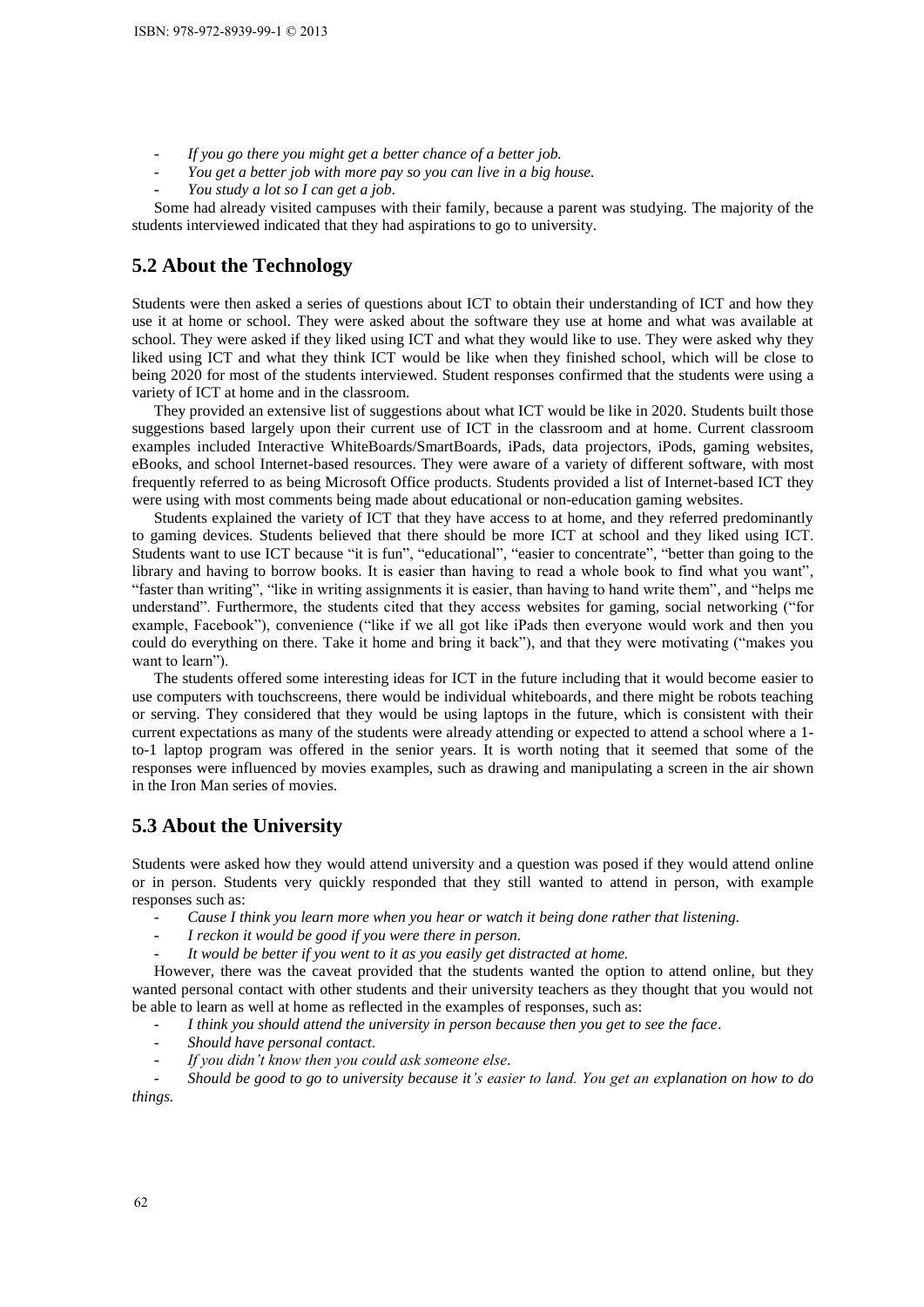- *If you go there you might get a better chance of a better job.*
- *You get a better job with more pay so you can live in a big house.*
- *You study a lot so I can get a job.*

Some had already visited campuses with their family, because a parent was studying. The majority of the students interviewed indicated that they had aspirations to go to university.

## 5.2 About the Technology

Students were then asked a series of questions about ICT to obtain their understanding of ICT and how they use it at home or school. They were asked about the software they use at home and what was available at school. They were asked if they liked using ICT and what they would like to use. They were asked why they liked using ICT and what they think ICT would be like when they finished school, which will be close to being 2020 for most of the students interviewed. Student responses confirmed that the students were using a variety of ICT at home and in the classroom.

They provided an extensive list of suggestions about what ICT would be like in 2020. Students built those suggestions based largely upon their current use of ICT in the classroom and at home. Current classroom examples included Interactive WhiteBoards/SmartBoards, iPads, data projectors, iPods, gaming websites, eBooks, and school Internet-based resources. They were aware of a variety of different software, with most frequently referred to as being Microsoft Office products. Students provided a list of Internet-based ICT they were using with most comments being made about educational or non-education gaming websites.

Students explained the variety of ICT that they have access to at home, and they referred predominantly to gaming devices. Students believed that there should be more ICT at school and they liked using ICT. Students want to use ICT because "it is fun", "educational", "easier to concentrate", "better than going to the library and having to borrow books. It is easier than having to read a whole book to find what you want", "faster than writing", "like in writing assignments it is easier, than having to hand write them", and "helps me understand". Furthermore, the students cited that they access websites for gaming, social networking ("for example, Facebook"), convenience ("like if we all got like iPads then everyone would work and then you could do everything on there. Take it home and bring it back"), and that they were motivating ("makes you want to learn").

The students offered some interesting ideas for ICT in the future including that it would become easier to use computers with touchscreens, there would be individual whiteboards, and there might be robots teaching or serving. They considered that they would be using laptops in the future, which is consistent with their current expectations as many of the students were already attending or expected to attend a school where a 1-to-1 laptop program was offered in the senior years. It is worth noting that it seemed that some of the responses were influenced by movies examples, such as drawing and manipulating a screen in the air shown in the Iron Man series of movies.

## 5.3 About the University

Students were asked how they would attend university and a question was posed if they would attend online or in person. Students very quickly responded that they still wanted to attend in person, with example responses such as:

- *Cause I think you learn more when you hear or watch it being done rather that listening.*
- *I reckon it would be good if you were there in person.*
- *It would be better if you went to it as you easily get distracted at home.*

However, there was the caveat provided that the students wanted the option to attend online, but they wanted personal contact with other students and their university teachers as they thought that you would not be able to learn as well at home as reflected in the examples of responses, such as:

- *I think you should attend the university in person because then you get to see the face.*
- *Should have personal contact.*
- *If you didn't know then you could ask someone else.*
- *Should be good to go to university because it's easier to land. You get an explanation on how to do things.*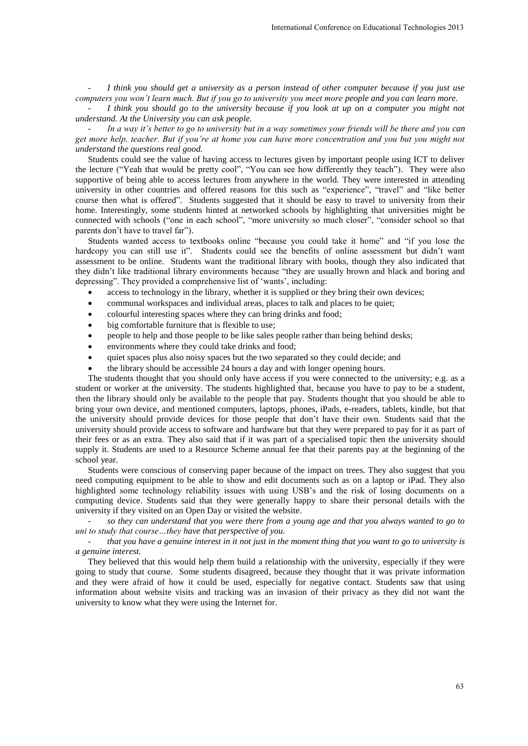- *I think you should get a university as a person instead of other computer because if you just use computers you won't learn much. But if you go to university you meet more people and you can learn more.*

- *I think you should go to the university because if you look at up on a computer you might not understand. At the University you can ask people.*

- *In a way it's better to go to university but in a way sometimes your friends will be there and you can get more help, teacher. But if you're at home you can have more concentration and you but you might not understand the questions real good.*

Students could see the value of having access to lectures given by important people using ICT to deliver the lecture ("Yeah that would be pretty cool", "You can see how differently they teach"). They were also supportive of being able to access lectures from anywhere in the world. They were interested in attending university in other countries and offered reasons for this such as "experience", "travel" and "like better course then what is offered". Students suggested that it should be easy to travel to university from their home. Interestingly, some students hinted at networked schools by highlighting that universities might be connected with schools ("one in each school", "more university so much closer", "consider school so that parents don't have to travel far").

Students wanted access to textbooks online "because you could take it home" and "if you lose the hardcopy you can still use it". Students could see the benefits of online assessment but didn't want assessment to be online. Students want the traditional library with books, though they also indicated that they didn't like traditional library environments because "they are usually brown and black and boring and depressing". They provided a comprehensive list of 'wants', including:

- access to technology in the library, whether it is supplied or they bring their own devices;
- communal workspaces and individual areas, places to talk and places to be quiet;
- colourful interesting spaces where they can bring drinks and food;
- big comfortable furniture that is flexible to use;
- people to help and those people to be like sales people rather than being behind desks;
- environments where they could take drinks and food;
- quiet spaces plus also noisy spaces but the two separated so they could decide; and
- the library should be accessible 24 hours a day and with longer opening hours.

The students thought that you should only have access if you were connected to the university; e.g. as a student or worker at the university. The students highlighted that, because you have to pay to be a student, then the library should only be available to the people that pay. Students thought that you should be able to bring your own device, and mentioned computers, laptops, phones, iPads, e-readers, tablets, kindle, but that the university should provide devices for those people that don't have their own. Students said that the university should provide access to software and hardware but that they were prepared to pay for it as part of their fees or as an extra. They also said that if it was part of a specialised topic then the university should supply it. Students are used to a Resource Scheme annual fee that their parents pay at the beginning of the school year.

Students were conscious of conserving paper because of the impact on trees. They also suggest that you need computing equipment to be able to show and edit documents such as on a laptop or iPad. They also highlighted some technology reliability issues with using USB's and the risk of losing documents on a computing device. Students said that they were generally happy to share their personal details with the university if they visited on an Open Day or visited the website.

- *so they can understand that you were there from a young age and that you always wanted to go to uni to study that course…they have that perspective of you.*

- *that you have a genuine interest in it not just in the moment thing that you want to go to university is a genuine interest.*

They believed that this would help them build a relationship with the university, especially if they were going to study that course. Some students disagreed, because they thought that it was private information and they were afraid of how it could be used, especially for negative contact. Students saw that using information about website visits and tracking was an invasion of their privacy as they did not want the university to know what they were using the Internet for.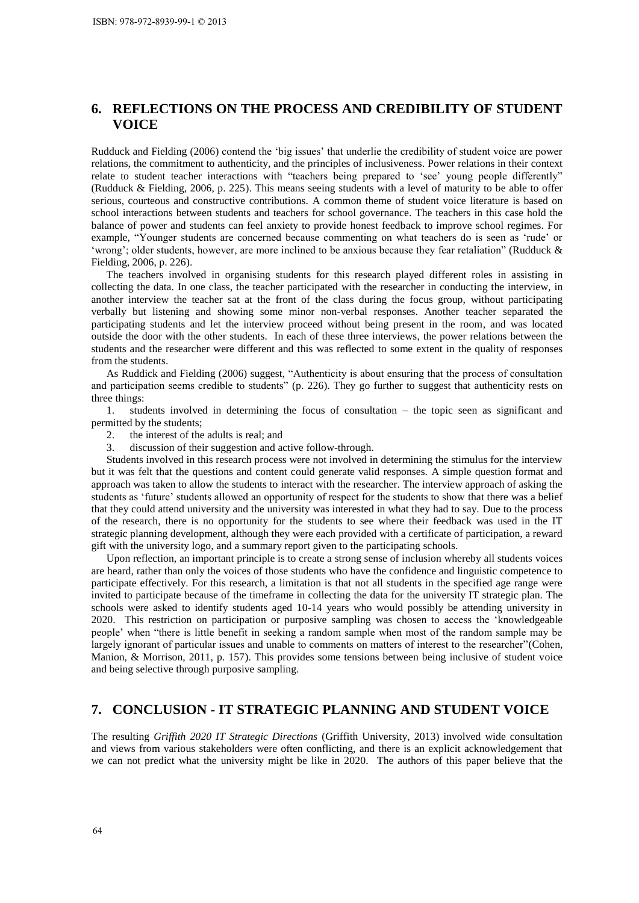## 6. REFLECTIONS ON THE PROCESS AND CREDIBILITY OF STUDENT VOICE

Rudduck and Fielding (2006) contend the 'big issues' that underlie the credibility of student voice are power relations, the commitment to authenticity, and the principles of inclusiveness. Power relations in their context relate to student teacher interactions with "teachers being prepared to 'see' young people differently" (Rudduck & Fielding, 2006, p. 225). This means seeing students with a level of maturity to be able to offer serious, courteous and constructive contributions. A common theme of student voice literature is based on school interactions between students and teachers for school governance. The teachers in this case hold the balance of power and students can feel anxiety to provide honest feedback to improve school regimes. For example, "Younger students are concerned because commenting on what teachers do is seen as 'rude' or 'wrong'; older students, however, are more inclined to be anxious because they fear retaliation" (Rudduck & Fielding, 2006, p. 226).

The teachers involved in organising students for this research played different roles in assisting in collecting the data. In one class, the teacher participated with the researcher in conducting the interview, in another interview the teacher sat at the front of the class during the focus group, without participating verbally but listening and showing some minor non-verbal responses. Another teacher separated the participating students and let the interview proceed without being present in the room, and was located outside the door with the other students. In each of these three interviews, the power relations between the students and the researcher were different and this was reflected to some extent in the quality of responses from the students.

As Ruddick and Fielding (2006) suggest, "Authenticity is about ensuring that the process of consultation and participation seems credible to students" (p. 226). They go further to suggest that authenticity rests on three things:

1. students involved in determining the focus of consultation – the topic seen as significant and permitted by the students;
2. the interest of the adults is real; and
3. discussion of their suggestion and active follow-through.

Students involved in this research process were not involved in determining the stimulus for the interview but it was felt that the questions and content could generate valid responses. A simple question format and approach was taken to allow the students to interact with the researcher. The interview approach of asking the students as 'future' students allowed an opportunity of respect for the students to show that there was a belief that they could attend university and the university was interested in what they had to say. Due to the process of the research, there is no opportunity for the students to see where their feedback was used in the IT strategic planning development, although they were each provided with a certificate of participation, a reward gift with the university logo, and a summary report given to the participating schools.

Upon reflection, an important principle is to create a strong sense of inclusion whereby all students voices are heard, rather than only the voices of those students who have the confidence and linguistic competence to participate effectively. For this research, a limitation is that not all students in the specified age range were invited to participate because of the timeframe in collecting the data for the university IT strategic plan. The schools were asked to identify students aged 10-14 years who would possibly be attending university in 2020. This restriction on participation or purposive sampling was chosen to access the 'knowledgeable people' when "there is little benefit in seeking a random sample when most of the random sample may be largely ignorant of particular issues and unable to comments on matters of interest to the researcher"(Cohen, Manion, & Morrison, 2011, p. 157). This provides some tensions between being inclusive of student voice and being selective through purposive sampling.

## 7. CONCLUSION - IT STRATEGIC PLANNING AND STUDENT VOICE

The resulting *Griffith 2020 IT Strategic Directions* (Griffith University, 2013) involved wide consultation and views from various stakeholders were often conflicting, and there is an explicit acknowledgement that we can not predict what the university might be like in 2020. The authors of this paper believe that the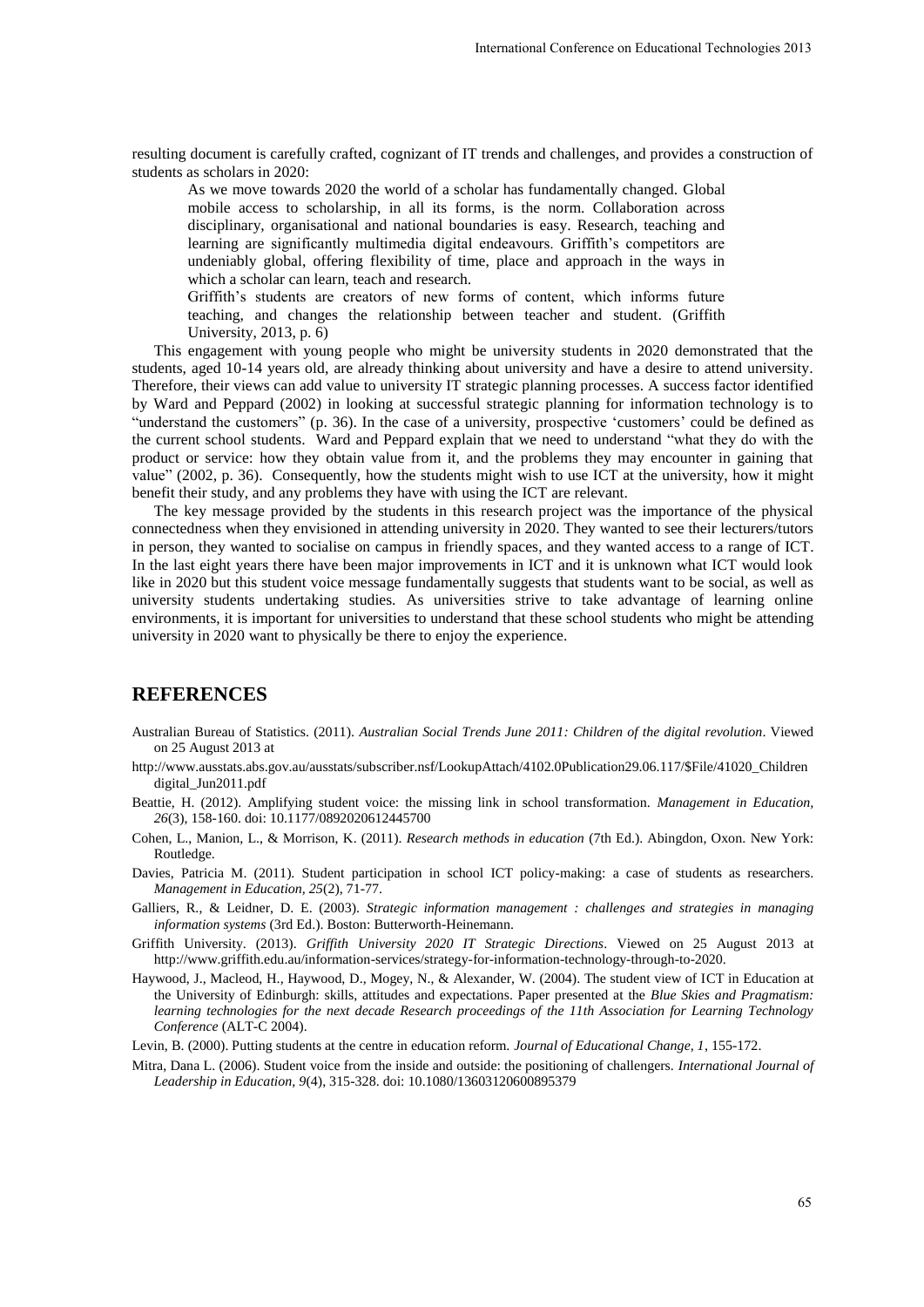resulting document is carefully crafted, cognizant of IT trends and challenges, and provides a construction of students as scholars in 2020:

> As we move towards 2020 the world of a scholar has fundamentally changed. Global mobile access to scholarship, in all its forms, is the norm. Collaboration across disciplinary, organisational and national boundaries is easy. Research, teaching and learning are significantly multimedia digital endeavours. Griffith's competitors are undeniably global, offering flexibility of time, place and approach in the ways in which a scholar can learn, teach and research.
>
> Griffith's students are creators of new forms of content, which informs future teaching, and changes the relationship between teacher and student. (Griffith University, 2013, p. 6)

This engagement with young people who might be university students in 2020 demonstrated that the students, aged 10-14 years old, are already thinking about university and have a desire to attend university. Therefore, their views can add value to university IT strategic planning processes. A success factor identified by Ward and Peppard (2002) in looking at successful strategic planning for information technology is to "understand the customers" (p. 36). In the case of a university, prospective 'customers' could be defined as the current school students. Ward and Peppard explain that we need to understand "what they do with the product or service: how they obtain value from it, and the problems they may encounter in gaining that value" (2002, p. 36). Consequently, how the students might wish to use ICT at the university, how it might benefit their study, and any problems they have with using the ICT are relevant.

The key message provided by the students in this research project was the importance of the physical connectedness when they envisioned in attending university in 2020. They wanted to see their lecturers/tutors in person, they wanted to socialise on campus in friendly spaces, and they wanted access to a range of ICT. In the last eight years there have been major improvements in ICT and it is unknown what ICT would look like in 2020 but this student voice message fundamentally suggests that students want to be social, as well as university students undertaking studies. As universities strive to take advantage of learning online environments, it is important for universities to understand that these school students who might be attending university in 2020 want to physically be there to enjoy the experience.

## REFERENCES

Australian Bureau of Statistics. (2011). *Australian Social Trends June 2011: Children of the digital revolution*. Viewed on 25 August 2013 at http://www.ausstats.abs.gov.au/ausstats/subscriber.nsf/LookupAttach/4102.0Publication29.06.117/$File/41020_Childrendigital_Jun2011.pdf

Beattie, H. (2012). Amplifying student voice: the missing link in school transformation. *Management in Education, 26*(3), 158-160. doi: 10.1177/0892020612445700

Cohen, L., Manion, L., & Morrison, K. (2011). *Research methods in education* (7th Ed.). Abingdon, Oxon. New York: Routledge.

Davies, Patricia M. (2011). Student participation in school ICT policy-making: a case of students as researchers. *Management in Education, 25*(2), 71-77.

Galliers, R., & Leidner, D. E. (2003). *Strategic information management : challenges and strategies in managing information systems* (3rd Ed.). Boston: Butterworth-Heinemann.

Griffith University. (2013). *Griffith University 2020 IT Strategic Directions*. Viewed on 25 August 2013 at http://www.griffith.edu.au/information-services/strategy-for-information-technology-through-to-2020.

Haywood, J., Macleod, H., Haywood, D., Mogey, N., & Alexander, W. (2004). The student view of ICT in Education at the University of Edinburgh: skills, attitudes and expectations. Paper presented at the *Blue Skies and Pragmatism: learning technologies for the next decade Research proceedings of the 11th Association for Learning Technology Conference* (ALT-C 2004).

Levin, B. (2000). Putting students at the centre in education reform. *Journal of Educational Change, 1*, 155-172.

Mitra, Dana L. (2006). Student voice from the inside and outside: the positioning of challengers. *International Journal of Leadership in Education, 9*(4), 315-328. doi: 10.1080/13603120600895379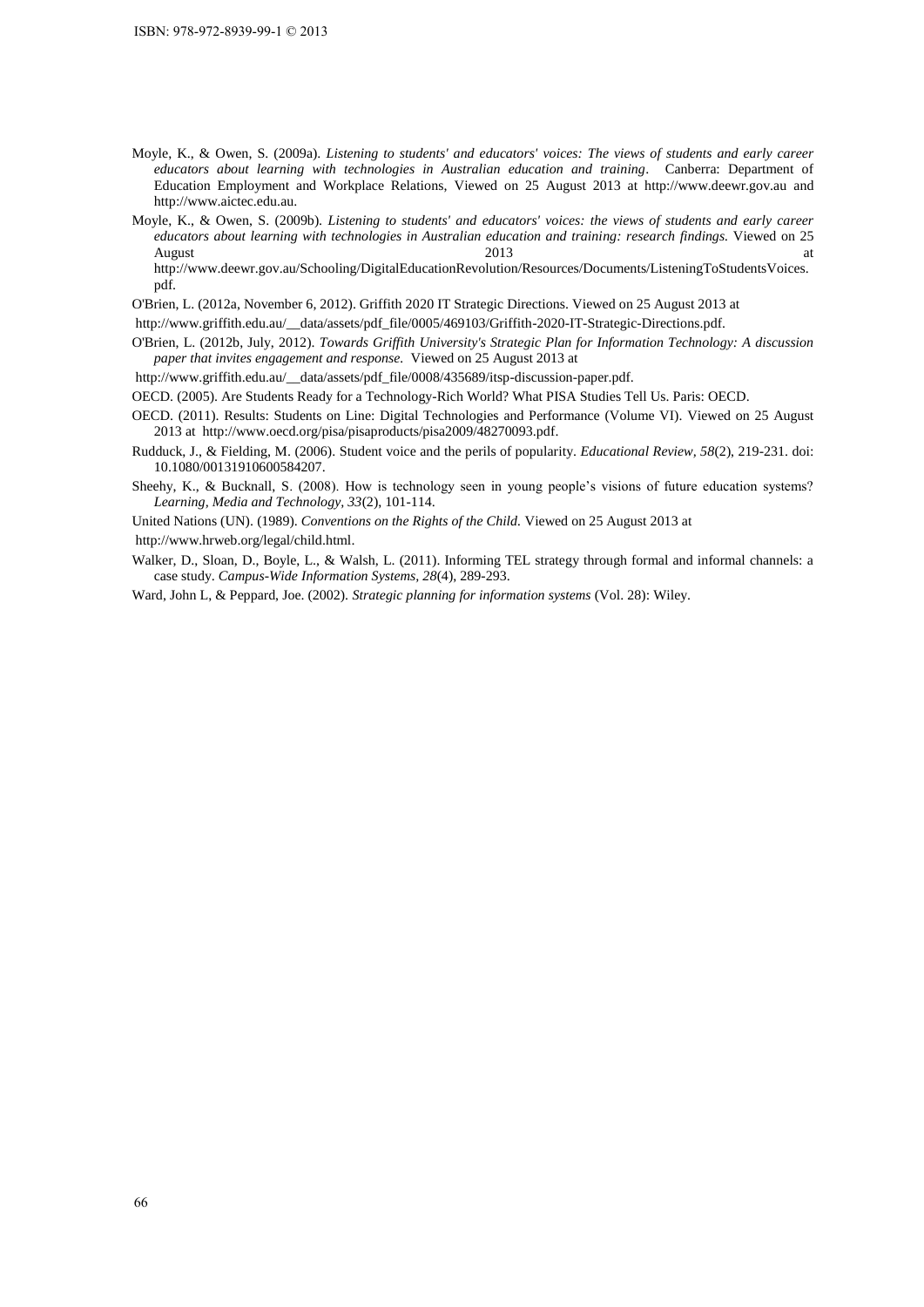Moyle, K., & Owen, S. (2009a). *Listening to students' and educators' voices: The views of students and early career educators about learning with technologies in Australian education and training*. Canberra: Department of Education Employment and Workplace Relations, Viewed on 25 August 2013 at http://www.deewr.gov.au and http://www.aictec.edu.au.

Moyle, K., & Owen, S. (2009b). *Listening to students' and educators' voices: the views of students and early career educators about learning with technologies in Australian education and training: research findings.* Viewed on 25 August 2013 at http://www.deewr.gov.au/Schooling/DigitalEducationRevolution/Resources/Documents/ListeningToStudentsVoices.pdf.

O'Brien, L. (2012a, November 6, 2012). Griffith 2020 IT Strategic Directions. Viewed on 25 August 2013 at http://www.griffith.edu.au/__data/assets/pdf_file/0005/469103/Griffith-2020-IT-Strategic-Directions.pdf.

O'Brien, L. (2012b, July, 2012). *Towards Griffith University's Strategic Plan for Information Technology: A discussion paper that invites engagement and response.* Viewed on 25 August 2013 at http://www.griffith.edu.au/__data/assets/pdf_file/0008/435689/itsp-discussion-paper.pdf.

OECD. (2005). Are Students Ready for a Technology-Rich World? What PISA Studies Tell Us. Paris: OECD.

OECD. (2011). Results: Students on Line: Digital Technologies and Performance (Volume VI). Viewed on 25 August 2013 at http://www.oecd.org/pisa/pisaproducts/pisa2009/48270093.pdf.

Rudduck, J., & Fielding, M. (2006). Student voice and the perils of popularity. *Educational Review, 58*(2), 219-231. doi: 10.1080/00131910600584207.

Sheehy, K., & Bucknall, S. (2008). How is technology seen in young people's visions of future education systems? *Learning, Media and Technology, 33*(2), 101-114.

United Nations (UN). (1989). *Conventions on the Rights of the Child.* Viewed on 25 August 2013 at http://www.hrweb.org/legal/child.html.

Walker, D., Sloan, D., Boyle, L., & Walsh, L. (2011). Informing TEL strategy through formal and informal channels: a case study. *Campus-Wide Information Systems, 28*(4), 289-293.

Ward, John L, & Peppard, Joe. (2002). *Strategic planning for information systems* (Vol. 28): Wiley.